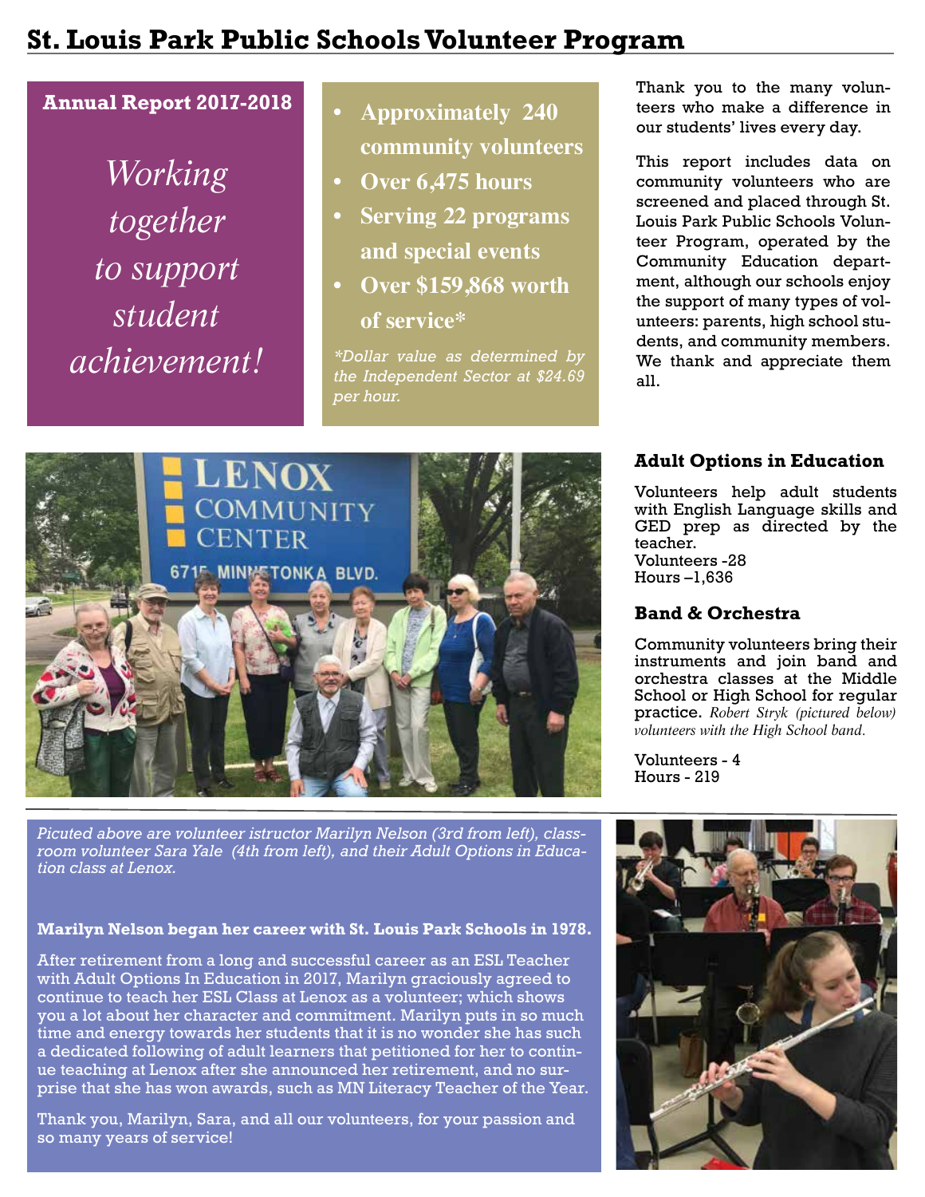# St. Louis Park Public Schools Volunteer Program

**Annual Report 2017-2018**

*Working together to support student achievement!*

- **Approximately 240 community volunteers**
- **Over 6,475 hours**
- **Serving 22 programs and special events**
- **Over $159,868 worth of service***

*\*Dollar value as determined by the Independent Sector at $24.69 per hour.*

Thank you to the many volunteers who make a difference in our students' lives every day.

This report includes data on community volunteers who are screened and placed through St. Louis Park Public Schools Volunteer Program, operated by the Community Education department, although our schools enjoy the support of many types of volunteers: parents, high school students, and community members. We thank and appreciate them all.

### Adult Options in Education

Volunteers help adult students with English Language skills and GED prep as directed by the teacher.
Volunteers -28
Hours –1,636

### Band & Orchestra

Community volunteers bring their instruments and join band and orchestra classes at the Middle School or High School for regular practice. *Robert Stryk (pictured below) volunteers with the High School band.*

Volunteers - 4
Hours - 219

*Picuted above are volunteer istructor Marilyn Nelson (3rd from left), classroom volunteer Sara Yale (4th from left), and their Adult Options in Education class at Lenox.*

**Marilyn Nelson began her career with St. Louis Park Schools in 1978.**

After retirement from a long and successful career as an ESL Teacher with Adult Options In Education in 2017, Marilyn graciously agreed to continue to teach her ESL Class at Lenox as a volunteer; which shows you a lot about her character and commitment. Marilyn puts in so much time and energy towards her students that it is no wonder she has such a dedicated following of adult learners that petitioned for her to continue teaching at Lenox after she announced her retirement, and no surprise that she has won awards, such as MN Literacy Teacher of the Year.

Thank you, Marilyn, Sara, and all our volunteers, for your passion and so many years of service!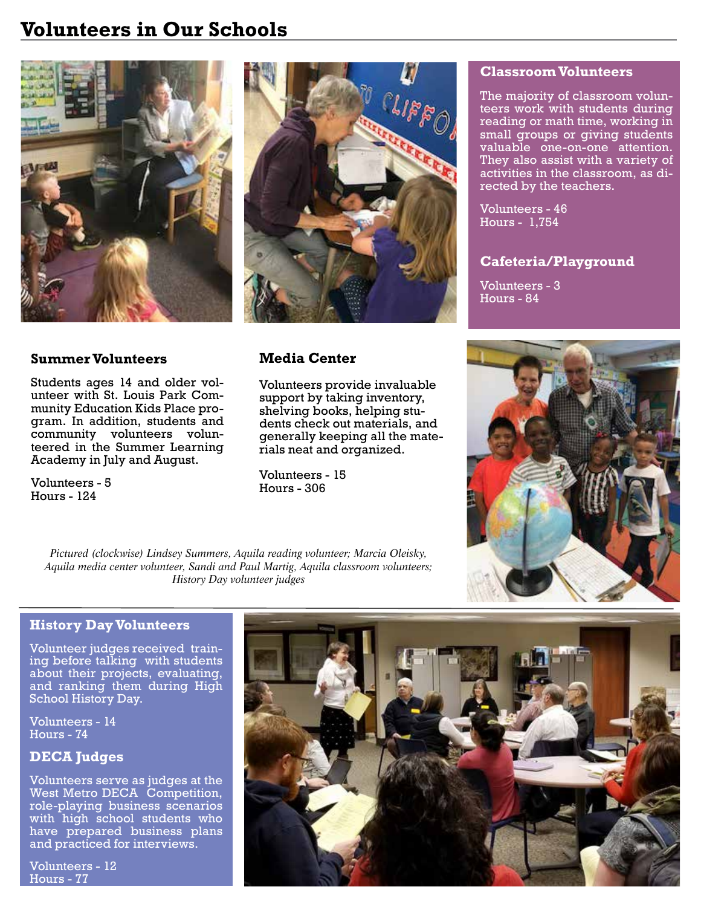# Volunteers in Our Schools

### Classroom Volunteers

The majority of classroom volunteers work with students during reading or math time, working in small groups or giving students valuable one-on-one attention. They also assist with a variety of activities in the classroom, as directed by the teachers.

Volunteers - 46
Hours - 1,754

### Cafeteria/Playground

Volunteers - 3
Hours - 84

### Summer Volunteers

Students ages 14 and older volunteer with St. Louis Park Community Education Kids Place program. In addition, students and community volunteers volunteered in the Summer Learning Academy in July and August.

Volunteers - 5
Hours - 124

### Media Center

Volunteers provide invaluable support by taking inventory, shelving books, helping students check out materials, and generally keeping all the materials neat and organized.

Volunteers - 15
Hours - 306

*Pictured (clockwise) Lindsey Summers, Aquila reading volunteer; Marcia Oleisky, Aquila media center volunteer, Sandi and Paul Martig, Aquila classroom volunteers; History Day volunteer judges*

### History Day Volunteers

Volunteer judges received training before talking with students about their projects, evaluating, and ranking them during High School History Day.

Volunteers - 14
Hours - 74

### DECA Judges

Volunteers serve as judges at the West Metro DECA Competition, role-playing business scenarios with high school students who have prepared business plans and practiced for interviews.

Volunteers - 12
Hours - 77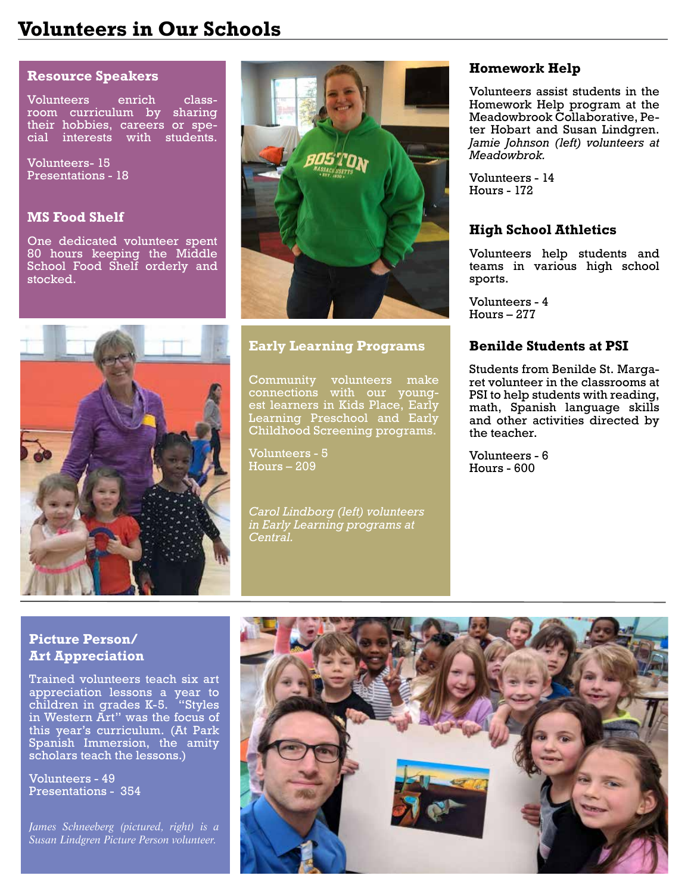# Volunteers in Our Schools

### Resource Speakers

Volunteers enrich classroom curriculum by sharing their hobbies, careers or special interests with students.

Volunteers- 15
Presentations - 18

### MS Food Shelf

One dedicated volunteer spent 80 hours keeping the Middle School Food Shelf orderly and stocked.

### Early Learning Programs

Community volunteers make connections with our youngest learners in Kids Place, Early Learning Preschool and Early Childhood Screening programs.

Volunteers - 5
Hours – 209

*Carol Lindborg (left) volunteers in Early Learning programs at Central.*

### Homework Help

Volunteers assist students in the Homework Help program at the Meadowbrook Collaborative, Peter Hobart and Susan Lindgren. *Jamie Johnson (left) volunteers at Meadowbrok.*

Volunteers - 14
Hours - 172

### High School Athletics

Volunteers help students and teams in various high school sports.

Volunteers - 4
Hours – 277

### Benilde Students at PSI

Students from Benilde St. Margaret volunteer in the classrooms at PSI to help students with reading, math, Spanish language skills and other activities directed by the teacher.

Volunteers - 6
Hours - 600

### Picture Person/ Art Appreciation

Trained volunteers teach six art appreciation lessons a year to children in grades K-5. "Styles in Western Art" was the focus of this year's curriculum. (At Park Spanish Immersion, the amity scholars teach the lessons.)

Volunteers - 49
Presentations - 354

*James Schneeberg (pictured, right) is a Susan Lindgren Picture Person volunteer.*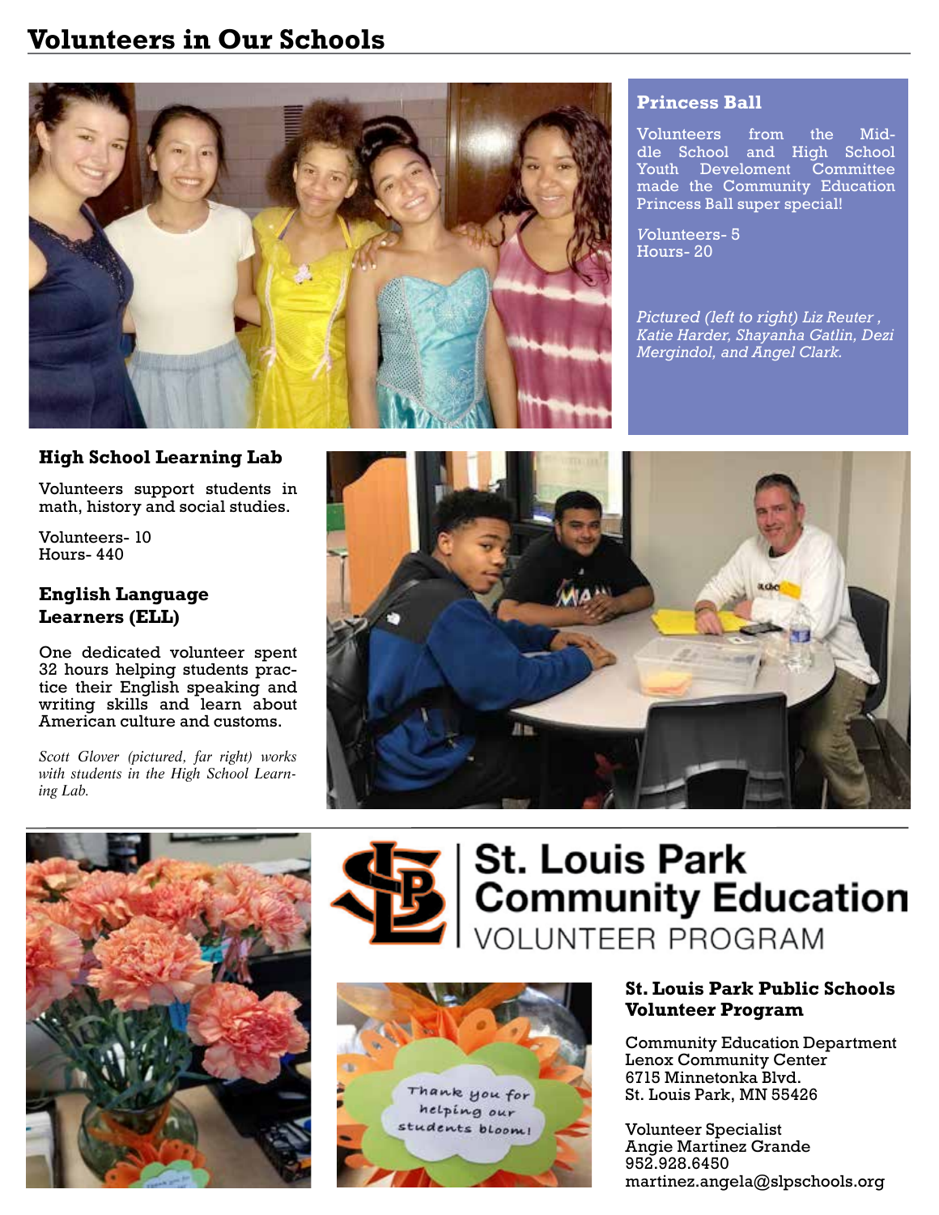# Volunteers in Our Schools

## Princess Ball

Volunteers from the Middle School and High School Youth Develoment Committee made the Community Education Princess Ball super special!

Volunteers- 5
Hours- 20

*Pictured (left to right) Liz Reuter , Katie Harder, Shayanha Gatlin, Dezi Mergindol, and Angel Clark.*

## High School Learning Lab

Volunteers support students in math, history and social studies.

Volunteers- 10
Hours- 440

## English Language Learners (ELL)

One dedicated volunteer spent 32 hours helping students practice their English speaking and writing skills and learn about American culture and customs.

*Scott Glover (pictured, far right) works with students in the High School Learning Lab.*

St. Louis Park Community Education
VOLUNTEER PROGRAM

Thank you for helping our students bloom!

## St. Louis Park Public Schools Volunteer Program

Community Education Department
Lenox Community Center
6715 Minnetonka Blvd.
St. Louis Park, MN 55426

Volunteer Specialist
Angie Martinez Grande
952.928.6450
martinez.angela@slpschools.org